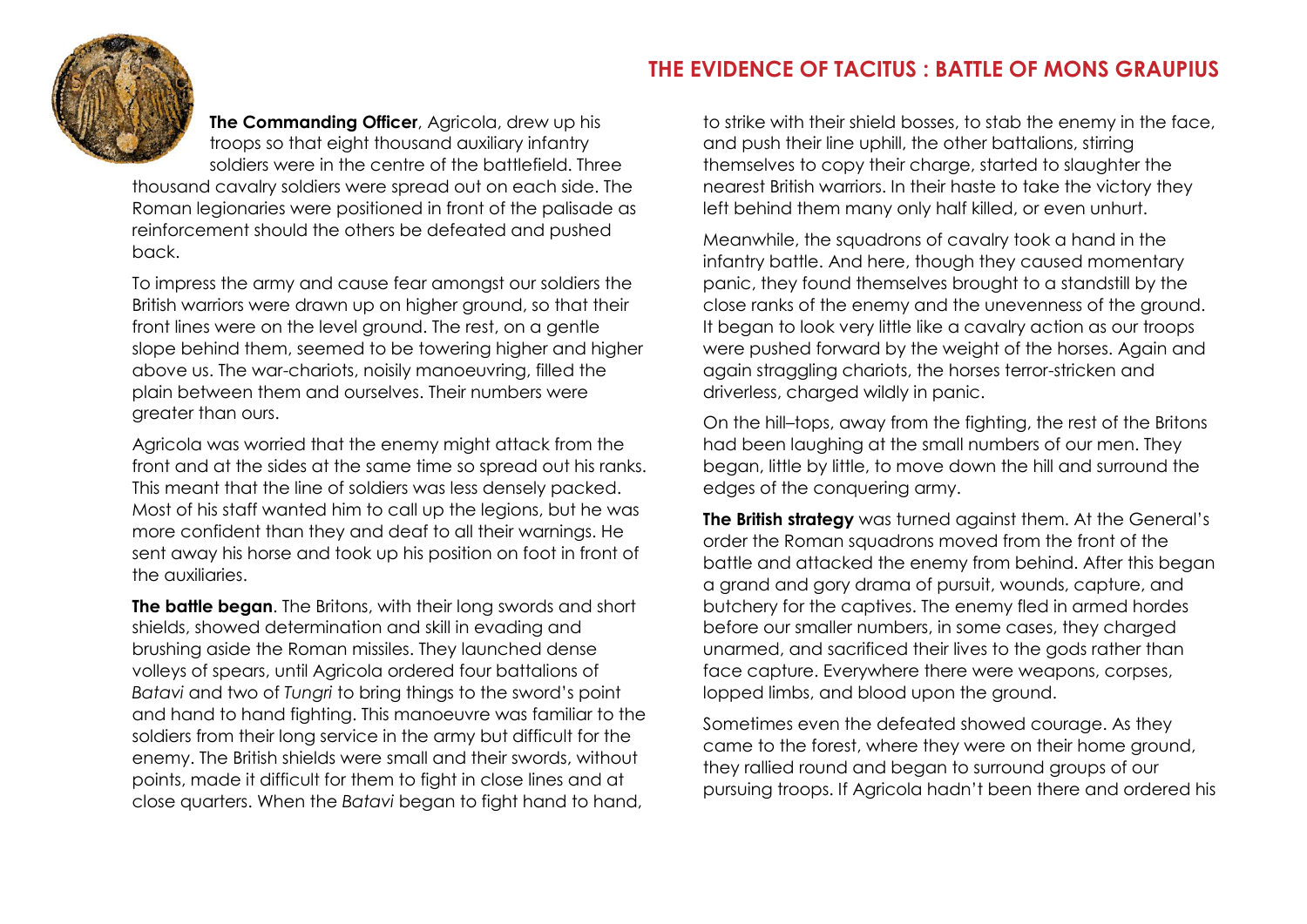# THE EVIDENCE OF TACITUS : BATTLE OF MONS GRAUPIUS

**The Commanding Officer**, Agricola, drew up his troops so that eight thousand auxiliary infantry soldiers were in the centre of the battlefield. Three thousand cavalry soldiers were spread out on each side. The Roman legionaries were positioned in front of the palisade as reinforcement should the others be defeated and pushed back.

To impress the army and cause fear amongst our soldiers the British warriors were drawn up on higher ground, so that their front lines were on the level ground. The rest, on a gentle slope behind them, seemed to be towering higher and higher above us. The war-chariots, noisily manoeuvring, filled the plain between them and ourselves. Their numbers were greater than ours.

Agricola was worried that the enemy might attack from the front and at the sides at the same time so spread out his ranks. This meant that the line of soldiers was less densely packed. Most of his staff wanted him to call up the legions, but he was more confident than they and deaf to all their warnings. He sent away his horse and took up his position on foot in front of the auxiliaries.

**The battle began**. The Britons, with their long swords and short shields, showed determination and skill in evading and brushing aside the Roman missiles. They launched dense volleys of spears, until Agricola ordered four battalions of *Batavi* and two of *Tungri* to bring things to the sword's point and hand to hand fighting. This manoeuvre was familiar to the soldiers from their long service in the army but difficult for the enemy. The British shields were small and their swords, without points, made it difficult for them to fight in close lines and at close quarters. When the *Batavi* began to fight hand to hand, to strike with their shield bosses, to stab the enemy in the face, and push their line uphill, the other battalions, stirring themselves to copy their charge, started to slaughter the nearest British warriors. In their haste to take the victory they left behind them many only half killed, or even unhurt.

Meanwhile, the squadrons of cavalry took a hand in the infantry battle. And here, though they caused momentary panic, they found themselves brought to a standstill by the close ranks of the enemy and the unevenness of the ground. It began to look very little like a cavalry action as our troops were pushed forward by the weight of the horses. Again and again straggling chariots, the horses terror-stricken and driverless, charged wildly in panic.

On the hill–tops, away from the fighting, the rest of the Britons had been laughing at the small numbers of our men. They began, little by little, to move down the hill and surround the edges of the conquering army.

**The British strategy** was turned against them. At the General's order the Roman squadrons moved from the front of the battle and attacked the enemy from behind. After this began a grand and gory drama of pursuit, wounds, capture, and butchery for the captives. The enemy fled in armed hordes before our smaller numbers, in some cases, they charged unarmed, and sacrificed their lives to the gods rather than face capture. Everywhere there were weapons, corpses, lopped limbs, and blood upon the ground.

Sometimes even the defeated showed courage. As they came to the forest, where they were on their home ground, they rallied round and began to surround groups of our pursuing troops. If Agricola hadn't been there and ordered his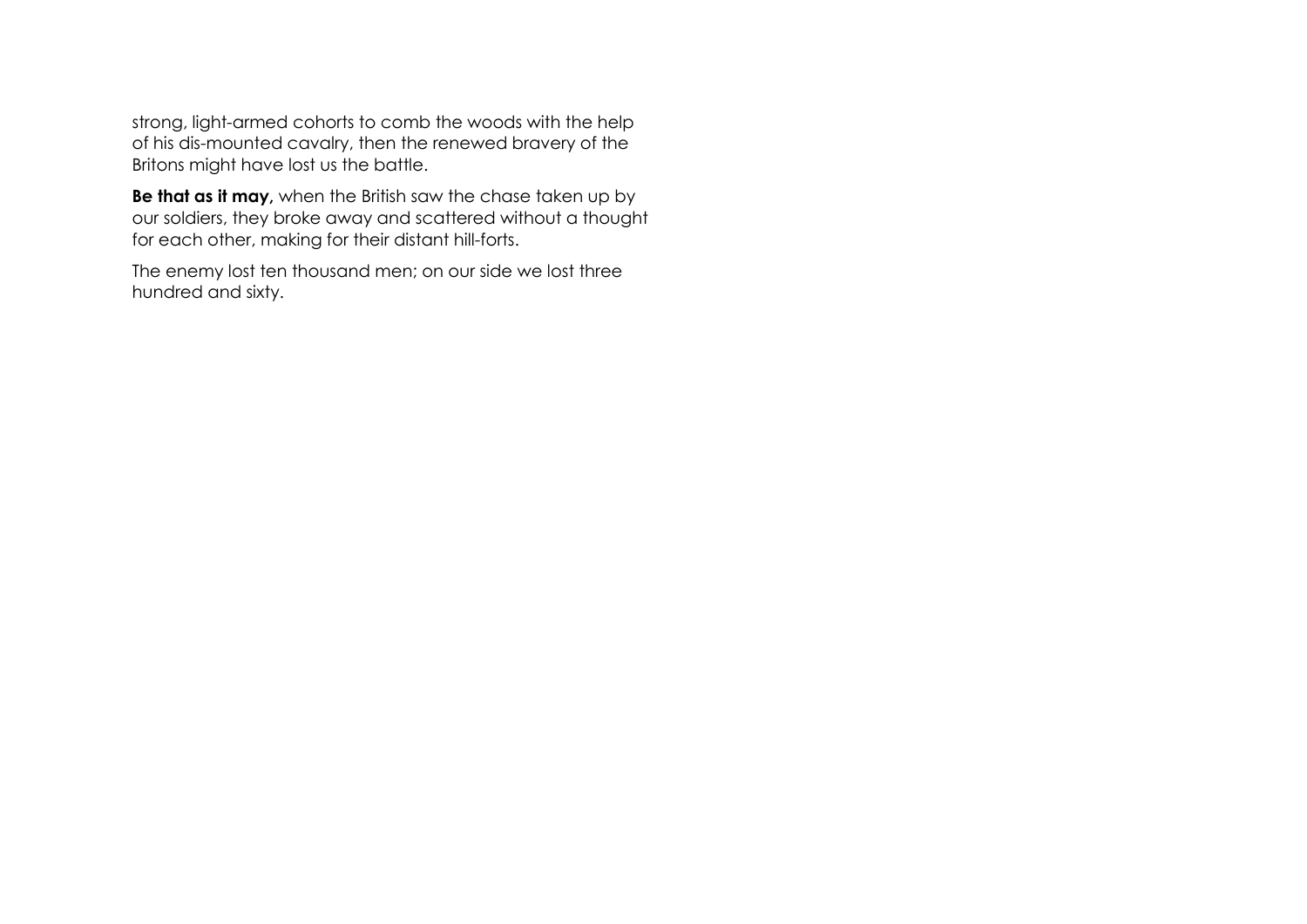strong, light-armed cohorts to comb the woods with the help of his dis-mounted cavalry, then the renewed bravery of the Britons might have lost us the battle.

**Be that as it may,** when the British saw the chase taken up by our soldiers, they broke away and scattered without a thought for each other, making for their distant hill-forts.

The enemy lost ten thousand men; on our side we lost three hundred and sixty.